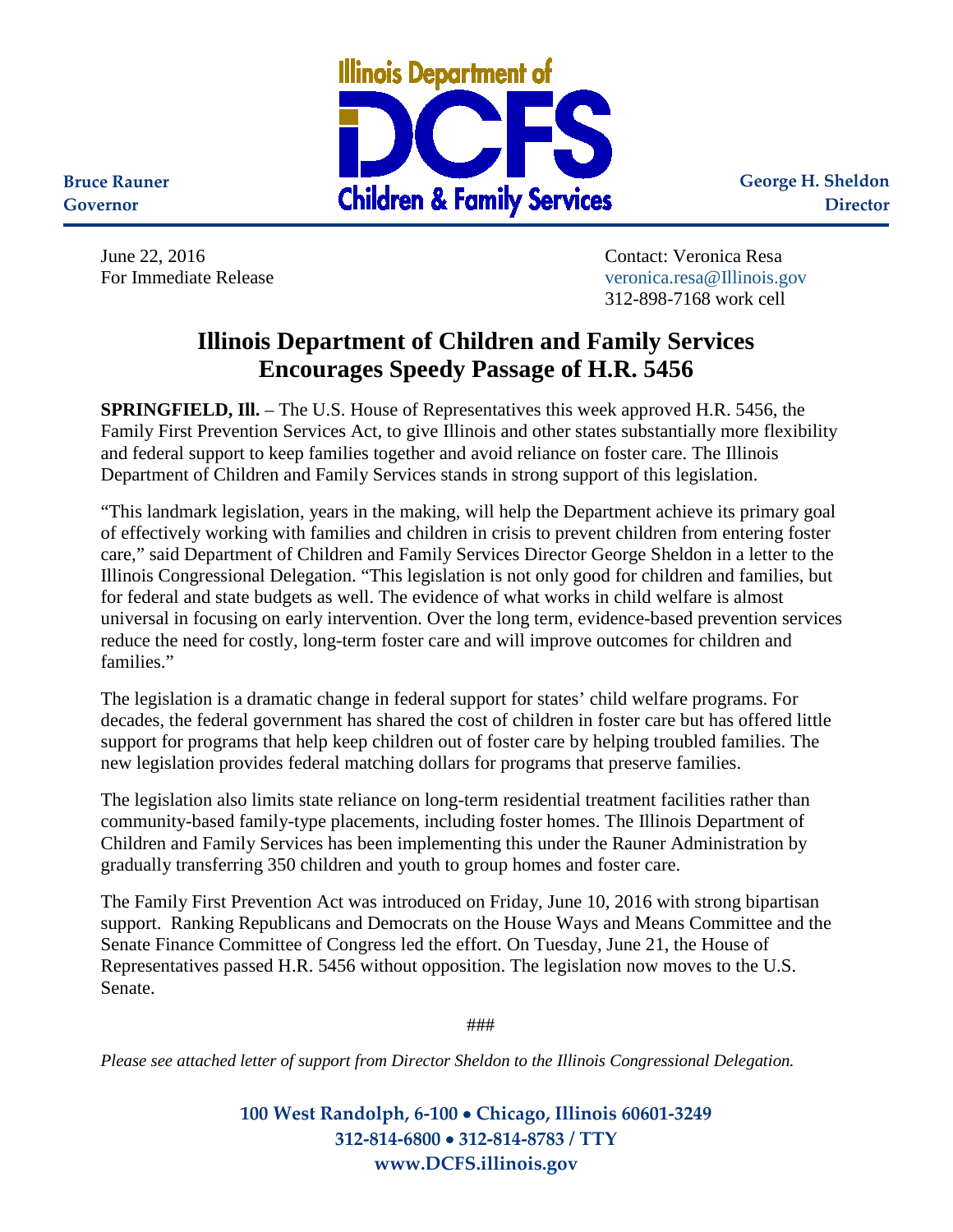**Bruce Rauner**
**Governor**

Illinois Department of
**DCFS**
Children & Family Services

**George H. Sheldon**
**Director**

June 22, 2016
For Immediate Release

Contact: Veronica Resa
veronica.resa@Illinois.gov
312-898-7168 work cell

# Illinois Department of Children and Family Services Encourages Speedy Passage of H.R. 5456

**SPRINGFIELD, Ill.** – The U.S. House of Representatives this week approved H.R. 5456, the Family First Prevention Services Act, to give Illinois and other states substantially more flexibility and federal support to keep families together and avoid reliance on foster care. The Illinois Department of Children and Family Services stands in strong support of this legislation.

"This landmark legislation, years in the making, will help the Department achieve its primary goal of effectively working with families and children in crisis to prevent children from entering foster care," said Department of Children and Family Services Director George Sheldon in a letter to the Illinois Congressional Delegation. "This legislation is not only good for children and families, but for federal and state budgets as well. The evidence of what works in child welfare is almost universal in focusing on early intervention. Over the long term, evidence-based prevention services reduce the need for costly, long-term foster care and will improve outcomes for children and families."

The legislation is a dramatic change in federal support for states' child welfare programs. For decades, the federal government has shared the cost of children in foster care but has offered little support for programs that help keep children out of foster care by helping troubled families. The new legislation provides federal matching dollars for programs that preserve families.

The legislation also limits state reliance on long-term residential treatment facilities rather than community-based family-type placements, including foster homes. The Illinois Department of Children and Family Services has been implementing this under the Rauner Administration by gradually transferring 350 children and youth to group homes and foster care.

The Family First Prevention Act was introduced on Friday, June 10, 2016 with strong bipartisan support. Ranking Republicans and Democrats on the House Ways and Means Committee and the Senate Finance Committee of Congress led the effort. On Tuesday, June 21, the House of Representatives passed H.R. 5456 without opposition. The legislation now moves to the U.S. Senate.

###

*Please see attached letter of support from Director Sheldon to the Illinois Congressional Delegation.*

**100 West Randolph, 6-100 • Chicago, Illinois 60601-3249**
**312-814-6800 • 312-814-8783 / TTY**
**www.DCFS.illinois.gov**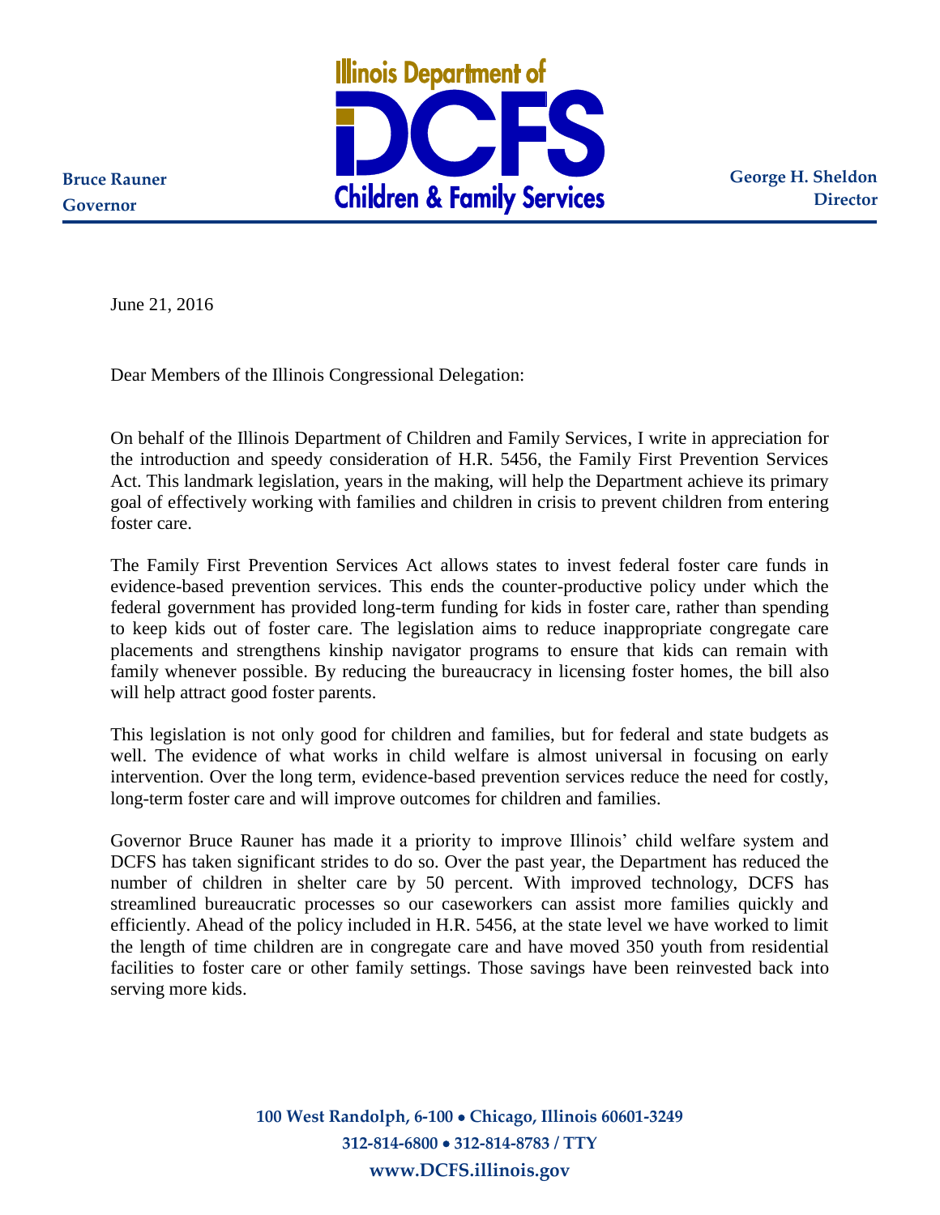Bruce Rauner
Governor

**Illinois Department of DCFS Children & Family Services**

George H. Sheldon
Director

June 21, 2016

Dear Members of the Illinois Congressional Delegation:

On behalf of the Illinois Department of Children and Family Services, I write in appreciation for the introduction and speedy consideration of H.R. 5456, the Family First Prevention Services Act. This landmark legislation, years in the making, will help the Department achieve its primary goal of effectively working with families and children in crisis to prevent children from entering foster care.

The Family First Prevention Services Act allows states to invest federal foster care funds in evidence-based prevention services. This ends the counter-productive policy under which the federal government has provided long-term funding for kids in foster care, rather than spending to keep kids out of foster care. The legislation aims to reduce inappropriate congregate care placements and strengthens kinship navigator programs to ensure that kids can remain with family whenever possible. By reducing the bureaucracy in licensing foster homes, the bill also will help attract good foster parents.

This legislation is not only good for children and families, but for federal and state budgets as well. The evidence of what works in child welfare is almost universal in focusing on early intervention. Over the long term, evidence-based prevention services reduce the need for costly, long-term foster care and will improve outcomes for children and families.

Governor Bruce Rauner has made it a priority to improve Illinois' child welfare system and DCFS has taken significant strides to do so. Over the past year, the Department has reduced the number of children in shelter care by 50 percent. With improved technology, DCFS has streamlined bureaucratic processes so our caseworkers can assist more families quickly and efficiently. Ahead of the policy included in H.R. 5456, at the state level we have worked to limit the length of time children are in congregate care and have moved 350 youth from residential facilities to foster care or other family settings. Those savings have been reinvested back into serving more kids.

100 West Randolph, 6-100 • Chicago, Illinois 60601-3249
312-814-6800 • 312-814-8783 / TTY
www.DCFS.illinois.gov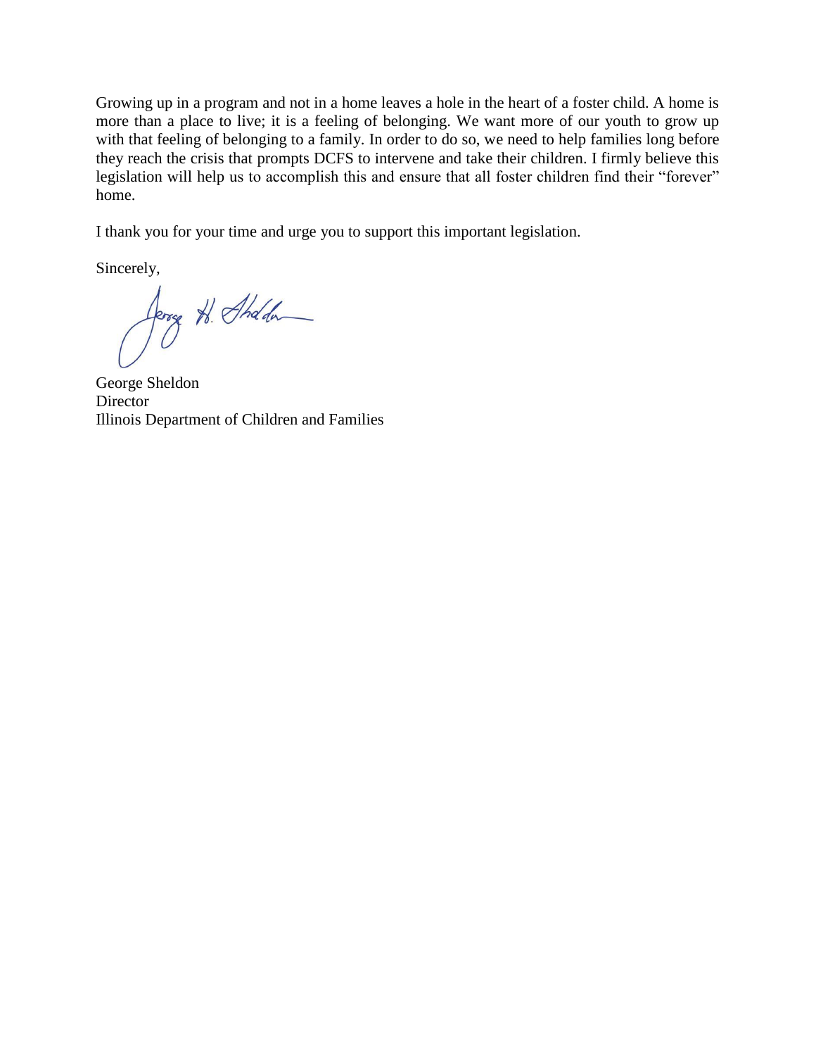Growing up in a program and not in a home leaves a hole in the heart of a foster child. A home is more than a place to live; it is a feeling of belonging. We want more of our youth to grow up with that feeling of belonging to a family. In order to do so, we need to help families long before they reach the crisis that prompts DCFS to intervene and take their children. I firmly believe this legislation will help us to accomplish this and ensure that all foster children find their "forever" home.

I thank you for your time and urge you to support this important legislation.

Sincerely,

George Sheldon
Director
Illinois Department of Children and Families